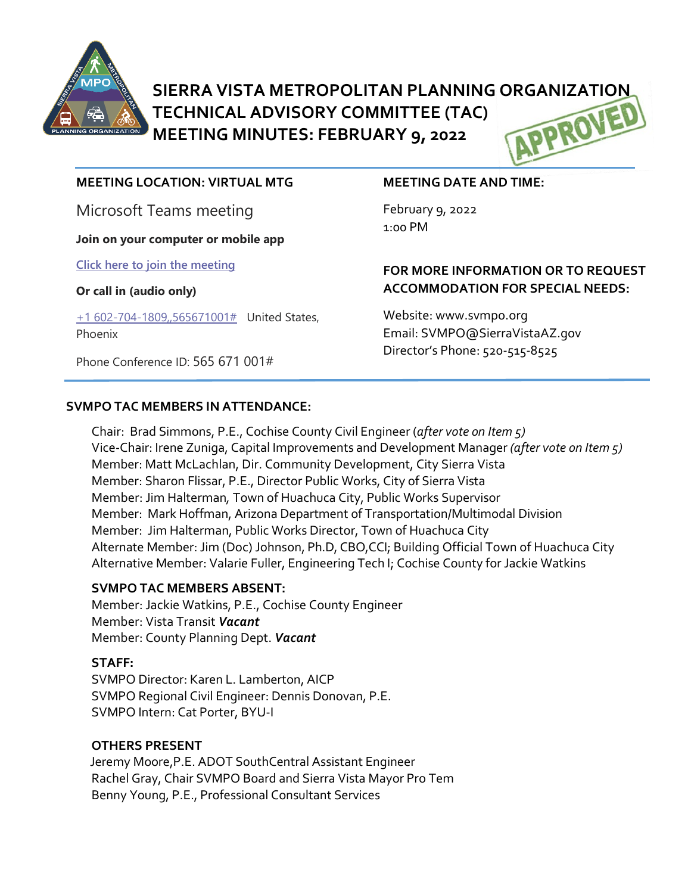# SIERRA VISTA METROPOLITAN PLANNING ORGANIZATION
# TECHNICAL ADVISORY COMMITTEE (TAC)
# MEETING MINUTES: FEBRUARY 9, 2022

APPROVED

**MEETING LOCATION: VIRTUAL MTG**

Microsoft Teams meeting

**Join on your computer or mobile app**

[Click here to join the meeting]

**Or call in (audio only)**

+1 602-704-1809,,565671001# United States, Phoenix

Phone Conference ID: 565 671 001#

**MEETING DATE AND TIME:**

February 9, 2022
1:00 PM

**FOR MORE INFORMATION OR TO REQUEST ACCOMMODATION FOR SPECIAL NEEDS:**

Website: www.svmpo.org
Email: SVMPO@SierraVistaAZ.gov
Director's Phone: 520-515-8525

## SVMPO TAC MEMBERS IN ATTENDANCE:

Chair: Brad Simmons, P.E., Cochise County Civil Engineer (*after vote on Item 5)*
Vice-Chair: Irene Zuniga, Capital Improvements and Development Manager *(after vote on Item 5)*
Member: Matt McLachlan, Dir. Community Development, City Sierra Vista
Member: Sharon Flissar, P.E., Director Public Works, City of Sierra Vista
Member: Jim Halterman, Town of Huachuca City, Public Works Supervisor
Member: Mark Hoffman, Arizona Department of Transportation/Multimodal Division
Member: Jim Halterman, Public Works Director, Town of Huachuca City
Alternate Member: Jim (Doc) Johnson, Ph.D, CBO,CCI; Building Official Town of Huachuca City
Alternative Member: Valarie Fuller, Engineering Tech I; Cochise County for Jackie Watkins

**SVMPO TAC MEMBERS ABSENT:**
Member: Jackie Watkins, P.E., Cochise County Engineer
Member: Vista Transit ***Vacant***
Member: County Planning Dept. ***Vacant***

**STAFF:**
SVMPO Director: Karen L. Lamberton, AICP
SVMPO Regional Civil Engineer: Dennis Donovan, P.E.
SVMPO Intern: Cat Porter, BYU-I

**OTHERS PRESENT**
Jeremy Moore,P.E. ADOT SouthCentral Assistant Engineer
Rachel Gray, Chair SVMPO Board and Sierra Vista Mayor Pro Tem
Benny Young, P.E., Professional Consultant Services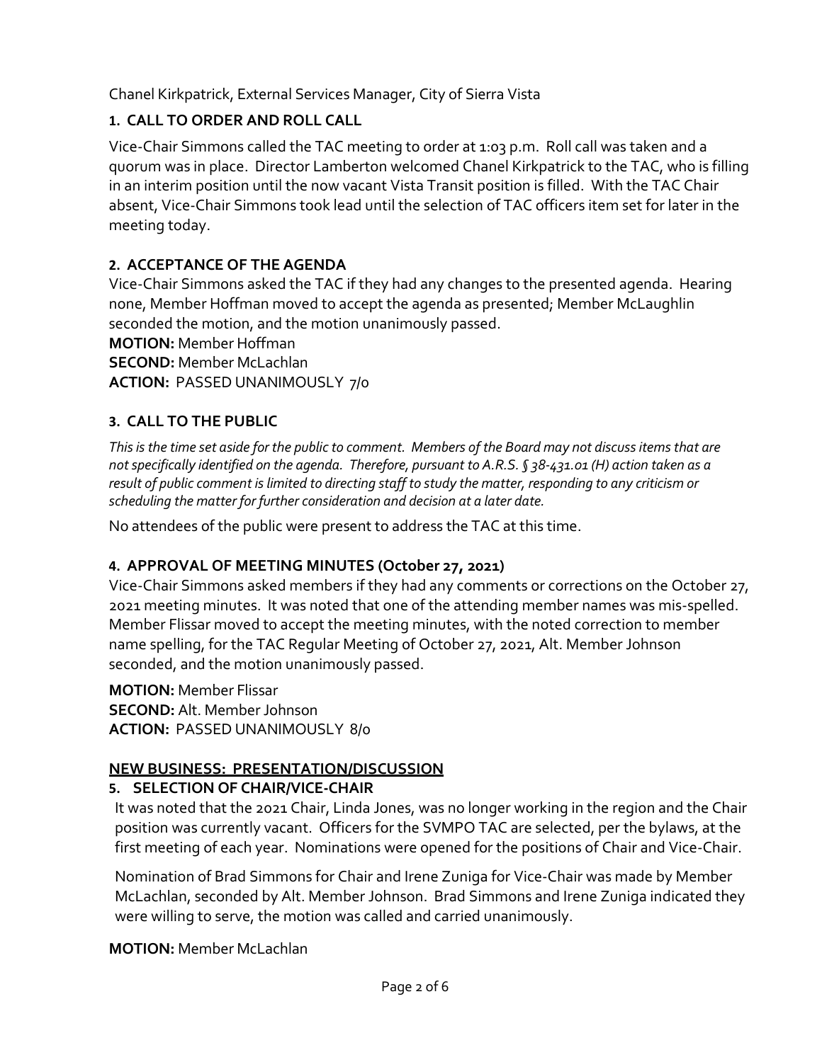Chanel Kirkpatrick, External Services Manager, City of Sierra Vista

## 1. CALL TO ORDER AND ROLL CALL

Vice-Chair Simmons called the TAC meeting to order at 1:03 p.m. Roll call was taken and a quorum was in place. Director Lamberton welcomed Chanel Kirkpatrick to the TAC, who is filling in an interim position until the now vacant Vista Transit position is filled. With the TAC Chair absent, Vice-Chair Simmons took lead until the selection of TAC officers item set for later in the meeting today.

## 2. ACCEPTANCE OF THE AGENDA

Vice-Chair Simmons asked the TAC if they had any changes to the presented agenda. Hearing none, Member Hoffman moved to accept the agenda as presented; Member McLaughlin seconded the motion, and the motion unanimously passed.

**MOTION:** Member Hoffman
**SECOND:** Member McLachlan
**ACTION:** PASSED UNANIMOUSLY 7/0

## 3. CALL TO THE PUBLIC

*This is the time set aside for the public to comment. Members of the Board may not discuss items that are not specifically identified on the agenda. Therefore, pursuant to A.R.S. § 38-431.01 (H) action taken as a result of public comment is limited to directing staff to study the matter, responding to any criticism or scheduling the matter for further consideration and decision at a later date.*

No attendees of the public were present to address the TAC at this time.

## 4. APPROVAL OF MEETING MINUTES (October 27, 2021)

Vice-Chair Simmons asked members if they had any comments or corrections on the October 27, 2021 meeting minutes. It was noted that one of the attending member names was mis-spelled. Member Flissar moved to accept the meeting minutes, with the noted correction to member name spelling, for the TAC Regular Meeting of October 27, 2021, Alt. Member Johnson seconded, and the motion unanimously passed.

**MOTION:** Member Flissar
**SECOND:** Alt. Member Johnson
**ACTION:** PASSED UNANIMOUSLY 8/0

## NEW BUSINESS: PRESENTATION/DISCUSSION

## 5. SELECTION OF CHAIR/VICE-CHAIR

It was noted that the 2021 Chair, Linda Jones, was no longer working in the region and the Chair position was currently vacant. Officers for the SVMPO TAC are selected, per the bylaws, at the first meeting of each year. Nominations were opened for the positions of Chair and Vice-Chair.

Nomination of Brad Simmons for Chair and Irene Zuniga for Vice-Chair was made by Member McLachlan, seconded by Alt. Member Johnson. Brad Simmons and Irene Zuniga indicated they were willing to serve, the motion was called and carried unanimously.

**MOTION:** Member McLachlan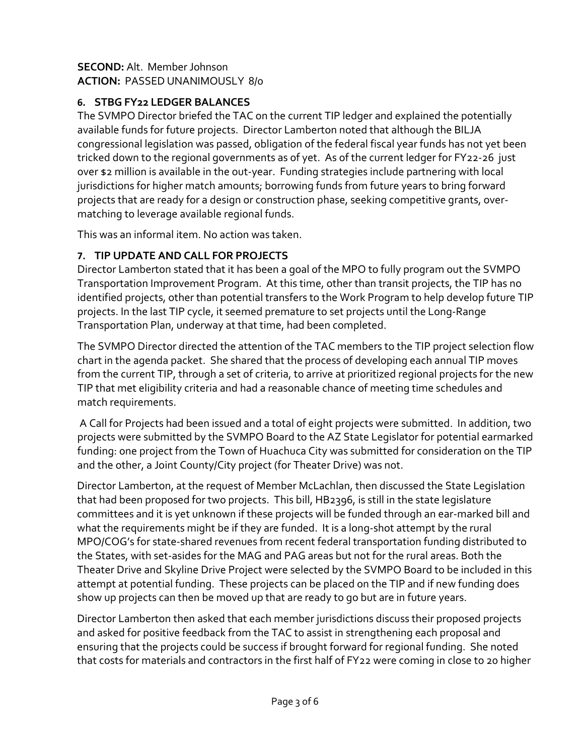**SECOND:** Alt. Member Johnson
**ACTION:** PASSED UNANIMOUSLY 8/0

**6. STBG FY22 LEDGER BALANCES**

The SVMPO Director briefed the TAC on the current TIP ledger and explained the potentially available funds for future projects. Director Lamberton noted that although the BILJA congressional legislation was passed, obligation of the federal fiscal year funds has not yet been tricked down to the regional governments as of yet. As of the current ledger for FY22-26 just over $2 million is available in the out-year. Funding strategies include partnering with local jurisdictions for higher match amounts; borrowing funds from future years to bring forward projects that are ready for a design or construction phase, seeking competitive grants, over-matching to leverage available regional funds.

This was an informal item. No action was taken.

**7. TIP UPDATE AND CALL FOR PROJECTS**

Director Lamberton stated that it has been a goal of the MPO to fully program out the SVMPO Transportation Improvement Program. At this time, other than transit projects, the TIP has no identified projects, other than potential transfers to the Work Program to help develop future TIP projects. In the last TIP cycle, it seemed premature to set projects until the Long-Range Transportation Plan, underway at that time, had been completed.

The SVMPO Director directed the attention of the TAC members to the TIP project selection flow chart in the agenda packet. She shared that the process of developing each annual TIP moves from the current TIP, through a set of criteria, to arrive at prioritized regional projects for the new TIP that met eligibility criteria and had a reasonable chance of meeting time schedules and match requirements.

A Call for Projects had been issued and a total of eight projects were submitted. In addition, two projects were submitted by the SVMPO Board to the AZ State Legislator for potential earmarked funding: one project from the Town of Huachuca City was submitted for consideration on the TIP and the other, a Joint County/City project (for Theater Drive) was not.

Director Lamberton, at the request of Member McLachlan, then discussed the State Legislation that had been proposed for two projects. This bill, HB2396, is still in the state legislature committees and it is yet unknown if these projects will be funded through an ear-marked bill and what the requirements might be if they are funded. It is a long-shot attempt by the rural MPO/COG's for state-shared revenues from recent federal transportation funding distributed to the States, with set-asides for the MAG and PAG areas but not for the rural areas. Both the Theater Drive and Skyline Drive Project were selected by the SVMPO Board to be included in this attempt at potential funding. These projects can be placed on the TIP and if new funding does show up projects can then be moved up that are ready to go but are in future years.

Director Lamberton then asked that each member jurisdictions discuss their proposed projects and asked for positive feedback from the TAC to assist in strengthening each proposal and ensuring that the projects could be success if brought forward for regional funding. She noted that costs for materials and contractors in the first half of FY22 were coming in close to 20 higher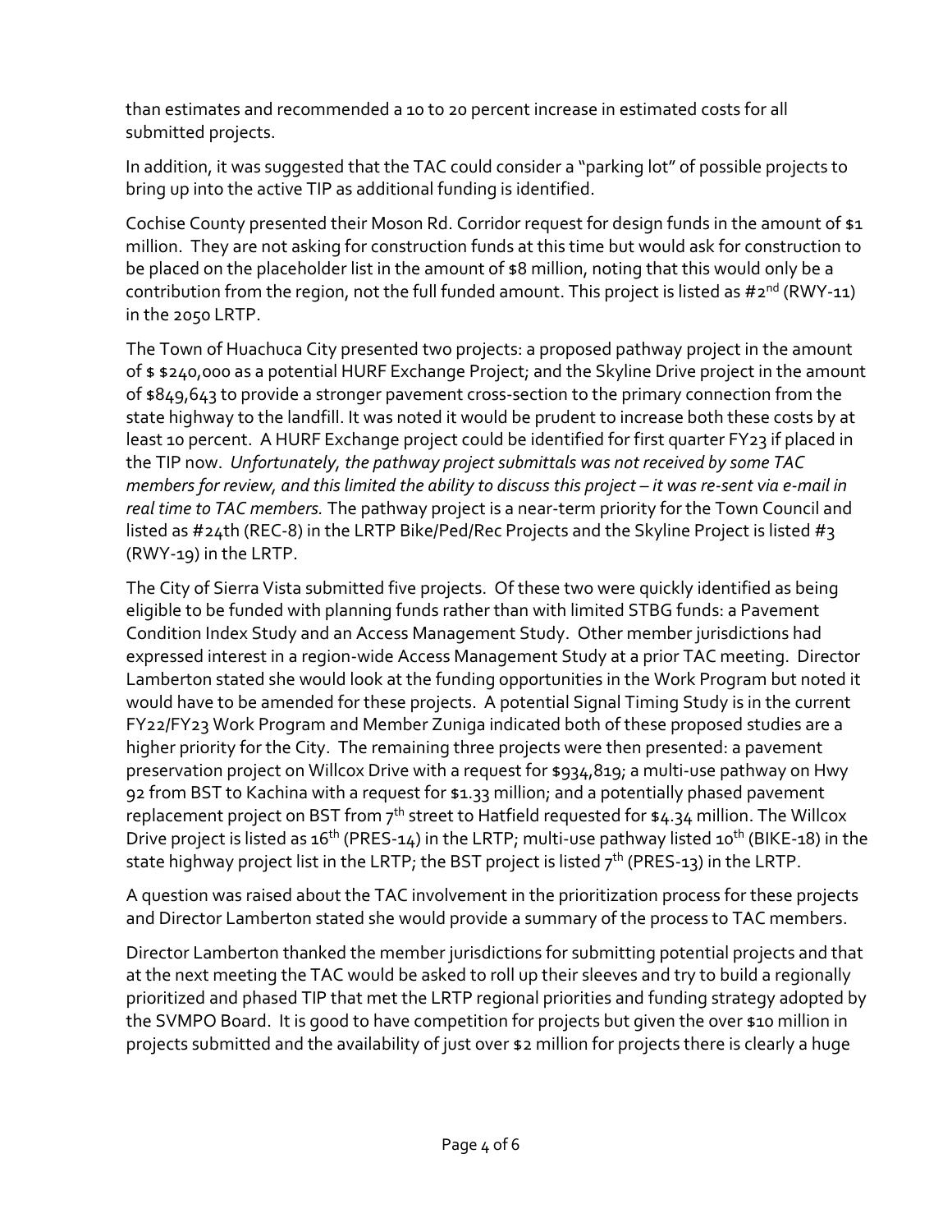than estimates and recommended a 10 to 20 percent increase in estimated costs for all submitted projects.

In addition, it was suggested that the TAC could consider a "parking lot" of possible projects to bring up into the active TIP as additional funding is identified.

Cochise County presented their Moson Rd. Corridor request for design funds in the amount of $1 million. They are not asking for construction funds at this time but would ask for construction to be placed on the placeholder list in the amount of $8 million, noting that this would only be a contribution from the region, not the full funded amount. This project is listed as #2nd (RWY-11) in the 2050 LRTP.

The Town of Huachuca City presented two projects: a proposed pathway project in the amount of $ $240,000 as a potential HURF Exchange Project; and the Skyline Drive project in the amount of $849,643 to provide a stronger pavement cross-section to the primary connection from the state highway to the landfill. It was noted it would be prudent to increase both these costs by at least 10 percent. A HURF Exchange project could be identified for first quarter FY23 if placed in the TIP now. *Unfortunately, the pathway project submittals was not received by some TAC members for review, and this limited the ability to discuss this project – it was re-sent via e-mail in real time to TAC members.* The pathway project is a near-term priority for the Town Council and listed as #24th (REC-8) in the LRTP Bike/Ped/Rec Projects and the Skyline Project is listed #3 (RWY-19) in the LRTP.

The City of Sierra Vista submitted five projects. Of these two were quickly identified as being eligible to be funded with planning funds rather than with limited STBG funds: a Pavement Condition Index Study and an Access Management Study. Other member jurisdictions had expressed interest in a region-wide Access Management Study at a prior TAC meeting. Director Lamberton stated she would look at the funding opportunities in the Work Program but noted it would have to be amended for these projects. A potential Signal Timing Study is in the current FY22/FY23 Work Program and Member Zuniga indicated both of these proposed studies are a higher priority for the City. The remaining three projects were then presented: a pavement preservation project on Willcox Drive with a request for $934,819; a multi-use pathway on Hwy 92 from BST to Kachina with a request for $1.33 million; and a potentially phased pavement replacement project on BST from 7th street to Hatfield requested for $4.34 million. The Willcox Drive project is listed as 16th (PRES-14) in the LRTP; multi-use pathway listed 10th (BIKE-18) in the state highway project list in the LRTP; the BST project is listed 7th (PRES-13) in the LRTP.

A question was raised about the TAC involvement in the prioritization process for these projects and Director Lamberton stated she would provide a summary of the process to TAC members.

Director Lamberton thanked the member jurisdictions for submitting potential projects and that at the next meeting the TAC would be asked to roll up their sleeves and try to build a regionally prioritized and phased TIP that met the LRTP regional priorities and funding strategy adopted by the SVMPO Board. It is good to have competition for projects but given the over $10 million in projects submitted and the availability of just over $2 million for projects there is clearly a huge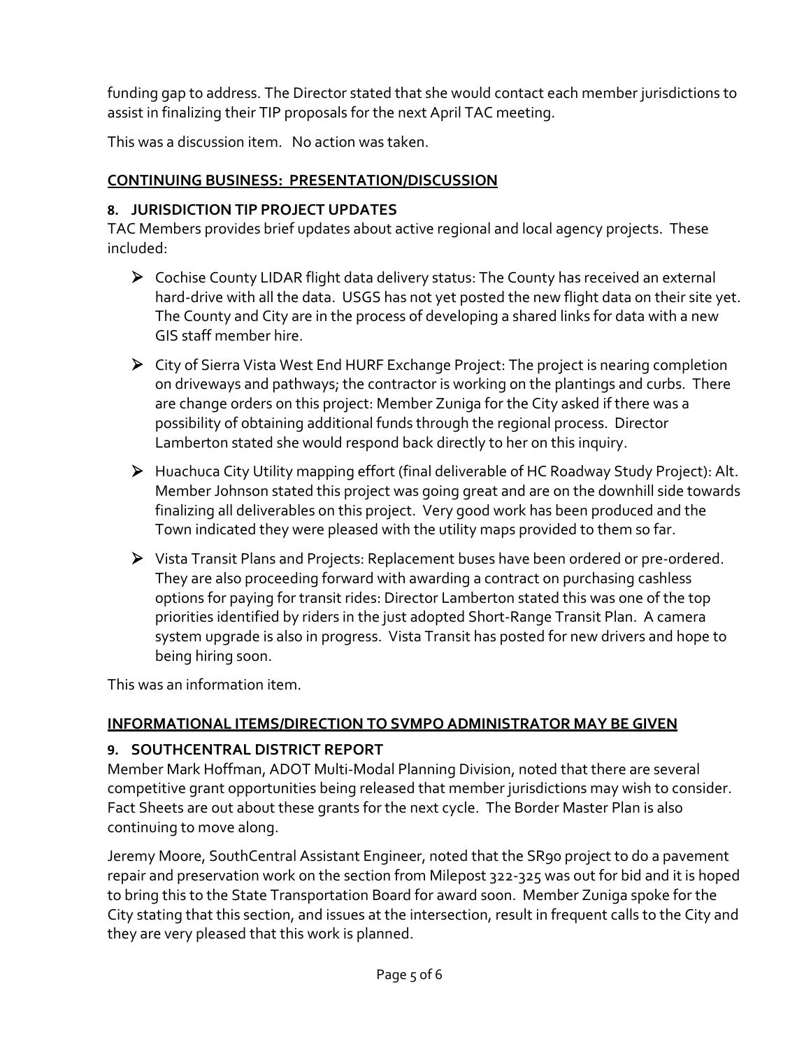funding gap to address. The Director stated that she would contact each member jurisdictions to assist in finalizing their TIP proposals for the next April TAC meeting.

This was a discussion item.   No action was taken.

## CONTINUING BUSINESS: PRESENTATION/DISCUSSION

### 8. JURISDICTION TIP PROJECT UPDATES

TAC Members provides brief updates about active regional and local agency projects. These included:

- Cochise County LIDAR flight data delivery status: The County has received an external hard-drive with all the data. USGS has not yet posted the new flight data on their site yet. The County and City are in the process of developing a shared links for data with a new GIS staff member hire.

- City of Sierra Vista West End HURF Exchange Project: The project is nearing completion on driveways and pathways; the contractor is working on the plantings and curbs. There are change orders on this project: Member Zuniga for the City asked if there was a possibility of obtaining additional funds through the regional process. Director Lamberton stated she would respond back directly to her on this inquiry.

- Huachuca City Utility mapping effort (final deliverable of HC Roadway Study Project): Alt. Member Johnson stated this project was going great and are on the downhill side towards finalizing all deliverables on this project. Very good work has been produced and the Town indicated they were pleased with the utility maps provided to them so far.

- Vista Transit Plans and Projects: Replacement buses have been ordered or pre-ordered. They are also proceeding forward with awarding a contract on purchasing cashless options for paying for transit rides: Director Lamberton stated this was one of the top priorities identified by riders in the just adopted Short-Range Transit Plan. A camera system upgrade is also in progress. Vista Transit has posted for new drivers and hope to being hiring soon.

This was an information item.

## INFORMATIONAL ITEMS/DIRECTION TO SVMPO ADMINISTRATOR MAY BE GIVEN

### 9. SOUTHCENTRAL DISTRICT REPORT

Member Mark Hoffman, ADOT Multi-Modal Planning Division, noted that there are several competitive grant opportunities being released that member jurisdictions may wish to consider. Fact Sheets are out about these grants for the next cycle. The Border Master Plan is also continuing to move along.

Jeremy Moore, SouthCentral Assistant Engineer, noted that the SR90 project to do a pavement repair and preservation work on the section from Milepost 322-325 was out for bid and it is hoped to bring this to the State Transportation Board for award soon. Member Zuniga spoke for the City stating that this section, and issues at the intersection, result in frequent calls to the City and they are very pleased that this work is planned.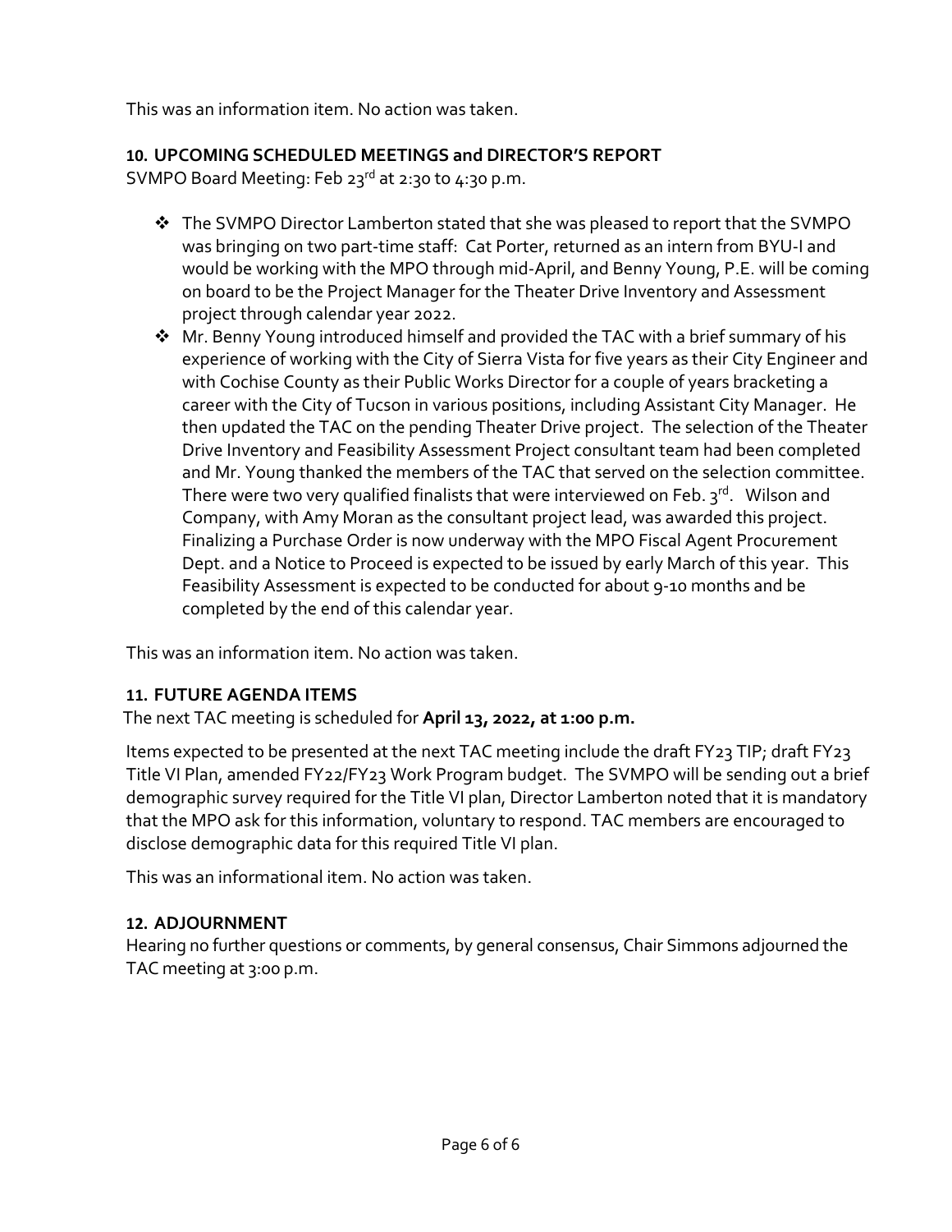This was an information item. No action was taken.

## 10. UPCOMING SCHEDULED MEETINGS and DIRECTOR'S REPORT

SVMPO Board Meeting: Feb 23rd at 2:30 to 4:30 p.m.

- The SVMPO Director Lamberton stated that she was pleased to report that the SVMPO was bringing on two part-time staff: Cat Porter, returned as an intern from BYU-I and would be working with the MPO through mid-April, and Benny Young, P.E. will be coming on board to be the Project Manager for the Theater Drive Inventory and Assessment project through calendar year 2022.
- Mr. Benny Young introduced himself and provided the TAC with a brief summary of his experience of working with the City of Sierra Vista for five years as their City Engineer and with Cochise County as their Public Works Director for a couple of years bracketing a career with the City of Tucson in various positions, including Assistant City Manager. He then updated the TAC on the pending Theater Drive project. The selection of the Theater Drive Inventory and Feasibility Assessment Project consultant team had been completed and Mr. Young thanked the members of the TAC that served on the selection committee. There were two very qualified finalists that were interviewed on Feb. 3rd. Wilson and Company, with Amy Moran as the consultant project lead, was awarded this project. Finalizing a Purchase Order is now underway with the MPO Fiscal Agent Procurement Dept. and a Notice to Proceed is expected to be issued by early March of this year. This Feasibility Assessment is expected to be conducted for about 9-10 months and be completed by the end of this calendar year.

This was an information item. No action was taken.

## 11. FUTURE AGENDA ITEMS

The next TAC meeting is scheduled for **April 13, 2022, at 1:00 p.m.**

Items expected to be presented at the next TAC meeting include the draft FY23 TIP; draft FY23 Title VI Plan, amended FY22/FY23 Work Program budget. The SVMPO will be sending out a brief demographic survey required for the Title VI plan, Director Lamberton noted that it is mandatory that the MPO ask for this information, voluntary to respond. TAC members are encouraged to disclose demographic data for this required Title VI plan.

This was an informational item. No action was taken.

## 12. ADJOURNMENT

Hearing no further questions or comments, by general consensus, Chair Simmons adjourned the TAC meeting at 3:00 p.m.